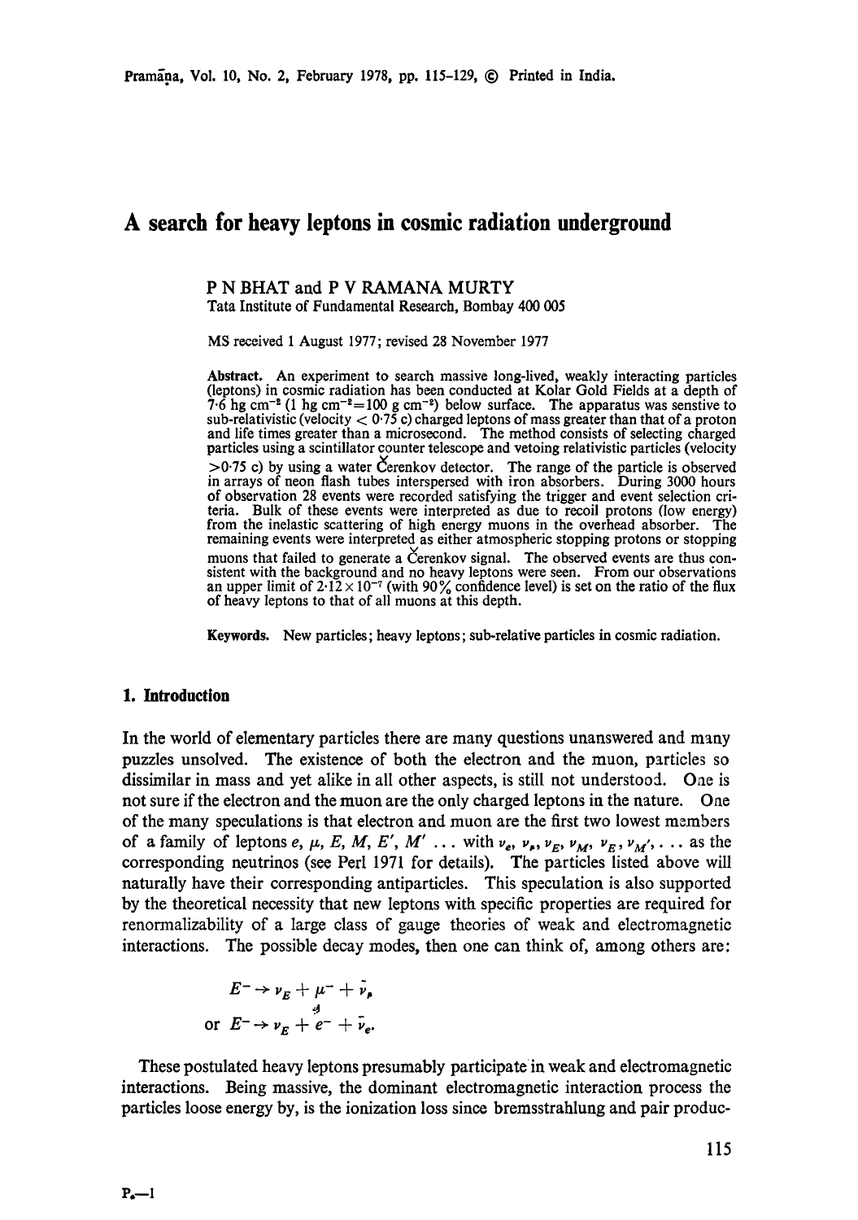# A search for heavy leptons in cosmic radiation underground

P N BHAT and P V RAMANA MURTY

Tata Institute of Fundamental Research, Bombay 400 005

MS received 1 August 1977; revised 28 November 1977

**Abstract.** An experiment to search massive long-lived, weakly interacting particles (leptons) in cosmic radiation has been conducted at Kolar Gold Fields at a depth of 7·6 hg cm$^{-2}$ (1 hg cm$^{-2}$=100 g cm$^{-2}$) below surface. The apparatus was senstive to sub-relativistic (velocity < 0·75 c) charged leptons of mass greater than that of a proton and life times greater than a microsecond. The method consists of selecting charged particles using a scintillator counter telescope and vetoing relativistic particles (velocity >0·75 c) by using a water Čerenkov detector. The range of the particle is observed in arrays of neon flash tubes interspersed with iron absorbers. During 3000 hours of observation 28 events were recorded satisfying the trigger and event selection criteria. Bulk of these events were interpreted as due to recoil protons (low energy) from the inelastic scattering of high energy muons in the overhead absorber. The remaining events were interpreted as either atmospheric stopping protons or stopping muons that failed to generate a Čerenkov signal. The observed events are thus consistent with the background and no heavy leptons were seen. From our observations an upper limit of 2·12 × 10$^{-7}$ (with 90% confidence level) is set on the ratio of the flux of heavy leptons to that of all muons at this depth.

**Keywords.** New particles; heavy leptons; sub-relative particles in cosmic radiation.

## 1. Introduction

In the world of elementary particles there are many questions unanswered and many puzzles unsolved. The existence of both the electron and the muon, particles so dissimilar in mass and yet alike in all other aspects, is still not understood. One is not sure if the electron and the muon are the only charged leptons in the nature. One of the many speculations is that electron and muon are the first two lowest members of a family of leptons $e$, $\mu$, $E$, $M$, $E'$, $M'$ ... with $\nu_e$, $\nu_\mu$, $\nu_E$, $\nu_M$, $\nu_{E'}$, $\nu_{M'}$, ... as the corresponding neutrinos (see Perl 1971 for details). The particles listed above will naturally have their corresponding antiparticles. This speculation is also supported by the theoretical necessity that new leptons with specific properties are required for renormalizability of a large class of gauge theories of weak and electromagnetic interactions. The possible decay modes, then one can think of, among others are:

$$E^- \rightarrow \nu_E + \mu^- + \bar{\nu}_\mu$$

$$\text{or } E^- \rightarrow \nu_E + e^- + \bar{\nu}_e.$$

These postulated heavy leptons presumably participate in weak and electromagnetic interactions. Being massive, the dominant electromagnetic interaction process the particles loose energy by, is the ionization loss since bremsstrahlung and pair produc-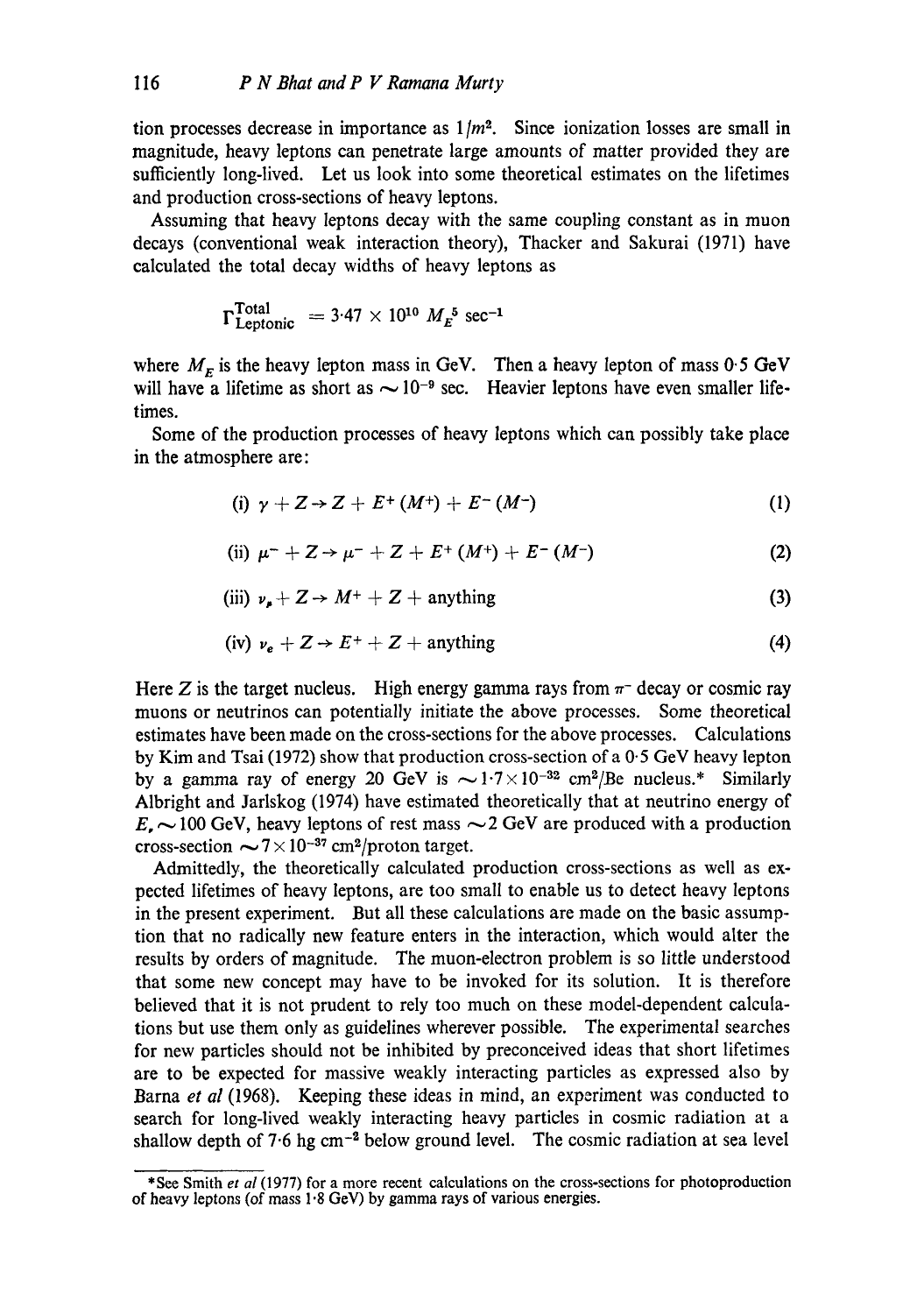tion processes decrease in importance as $1/m^2$. Since ionization losses are small in magnitude, heavy leptons can penetrate large amounts of matter provided they are sufficiently long-lived. Let us look into some theoretical estimates on the lifetimes and production cross-sections of heavy leptons.

Assuming that heavy leptons decay with the same coupling constant as in muon decays (conventional weak interaction theory), Thacker and Sakurai (1971) have calculated the total decay widths of heavy leptons as

$$\Gamma^{\text{Total}}_{\text{Leptonic}} = 3{\cdot}47 \times 10^{10}\ M_E^5\ \text{sec}^{-1}$$

where $M_E$ is the heavy lepton mass in GeV. Then a heavy lepton of mass 0·5 GeV will have a lifetime as short as $\sim 10^{-9}$ sec. Heavier leptons have even smaller lifetimes.

Some of the production processes of heavy leptons which can possibly take place in the atmosphere are:

$$\text{(i)}\ \gamma + Z \rightarrow Z + E^+ (M^+) + E^- (M^-) \tag{1}$$

$$\text{(ii)}\ \mu^- + Z \rightarrow \mu^- + Z + E^+ (M^+) + E^- (M^-) \tag{2}$$

$$\text{(iii)}\ \nu_\mu + Z \rightarrow M^+ + Z + \text{anything} \tag{3}$$

$$\text{(iv)}\ \nu_e + Z \rightarrow E^+ + Z + \text{anything} \tag{4}$$

Here $Z$ is the target nucleus. High energy gamma rays from $\pi^-$ decay or cosmic ray muons or neutrinos can potentially initiate the above processes. Some theoretical estimates have been made on the cross-sections for the above processes. Calculations by Kim and Tsai (1972) show that production cross-section of a 0·5 GeV heavy lepton by a gamma ray of energy 20 GeV is $\sim 1{\cdot}7 \times 10^{-32}$ cm$^2$/Be nucleus.* Similarly Albright and Jarlskog (1974) have estimated theoretically that at neutrino energy of $E_\nu \sim 100$ GeV, heavy leptons of rest mass $\sim 2$ GeV are produced with a production cross-section $\sim 7 \times 10^{-37}$ cm$^2$/proton target.

Admittedly, the theoretically calculated production cross-sections as well as expected lifetimes of heavy leptons, are too small to enable us to detect heavy leptons in the present experiment. But all these calculations are made on the basic assumption that no radically new feature enters in the interaction, which would alter the results by orders of magnitude. The muon-electron problem is so little understood that some new concept may have to be invoked for its solution. It is therefore believed that it is not prudent to rely too much on these model-dependent calculations but use them only as guidelines wherever possible. The experimental searches for new particles should not be inhibited by preconceived ideas that short lifetimes are to be expected for massive weakly interacting particles as expressed also by Barna *et al* (1968). Keeping these ideas in mind, an experiment was conducted to search for long-lived weakly interacting heavy particles in cosmic radiation at a shallow depth of 7·6 hg cm$^{-2}$ below ground level. The cosmic radiation at sea level

*See Smith *et al* (1977) for a more recent calculations on the cross-sections for photoproduction of heavy leptons (of mass 1·8 GeV) by gamma rays of various energies.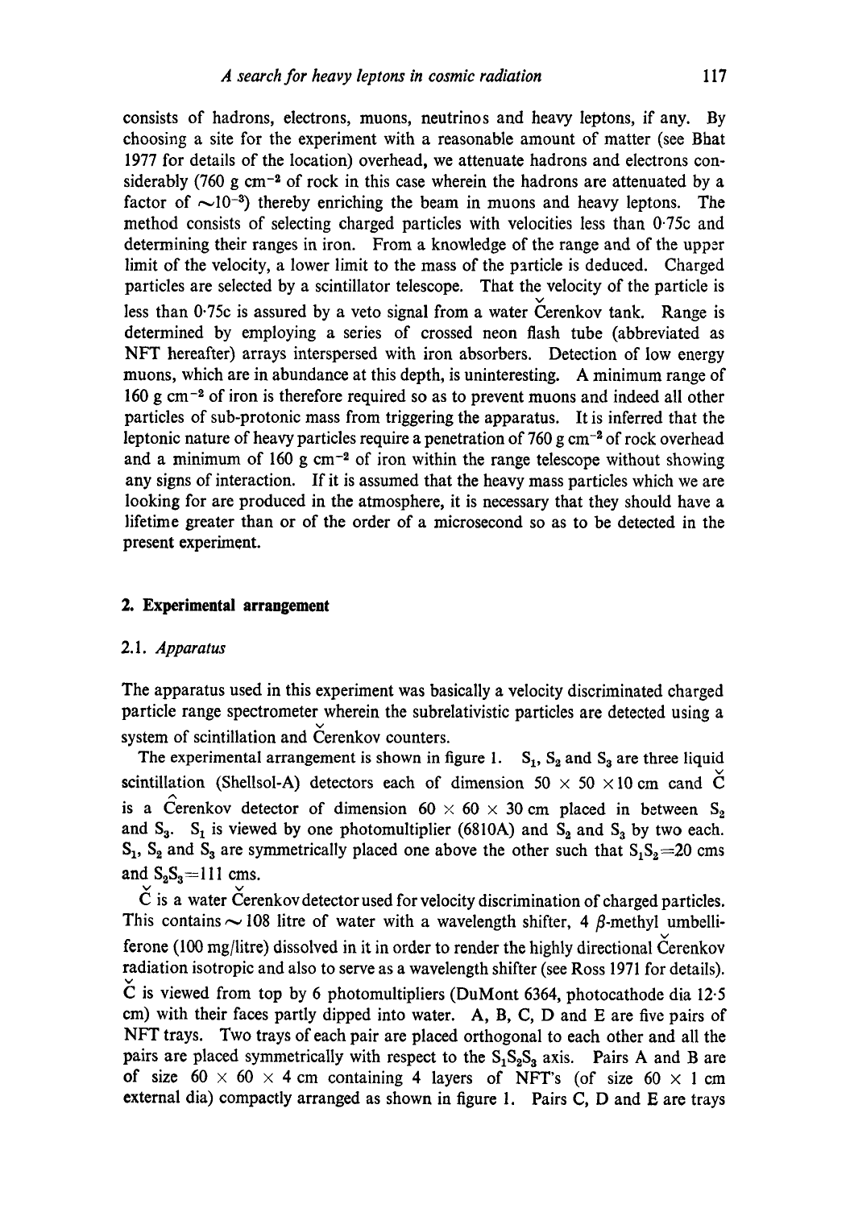consists of hadrons, electrons, muons, neutrinos and heavy leptons, if any. By choosing a site for the experiment with a reasonable amount of matter (see Bhat 1977 for details of the location) overhead, we attenuate hadrons and electrons considerably (760 g $cm^{-2}$ of rock in this case wherein the hadrons are attenuated by a factor of $\sim 10^{-3}$) thereby enriching the beam in muons and heavy leptons. The method consists of selecting charged particles with velocities less than 0·75c and determining their ranges in iron. From a knowledge of the range and of the upper limit of the velocity, a lower limit to the mass of the particle is deduced. Charged particles are selected by a scintillator telescope. That the velocity of the particle is less than 0·75c is assured by a veto signal from a water Čerenkov tank. Range is determined by employing a series of crossed neon flash tube (abbreviated as NFT hereafter) arrays interspersed with iron absorbers. Detection of low energy muons, which are in abundance at this depth, is uninteresting. A minimum range of 160 g $cm^{-2}$ of iron is therefore required so as to prevent muons and indeed all other particles of sub-protonic mass from triggering the apparatus. It is inferred that the leptonic nature of heavy particles require a penetration of 760 g $cm^{-2}$ of rock overhead and a minimum of 160 g $cm^{-2}$ of iron within the range telescope without showing any signs of interaction. If it is assumed that the heavy mass particles which we are looking for are produced in the atmosphere, it is necessary that they should have a lifetime greater than or of the order of a microsecond so as to be detected in the present experiment.

## 2. Experimental arrangement

### 2.1. *Apparatus*

The apparatus used in this experiment was basically a velocity discriminated charged particle range spectrometer wherein the subrelativistic particles are detected using a system of scintillation and Čerenkov counters.

The experimental arrangement is shown in figure 1. $S_1$, $S_2$ and $S_3$ are three liquid scintillation (Shellsol-A) detectors each of dimension 50 × 50 × 10 cm cand $\hat{C}$ is a Čerenkov detector of dimension 60 × 60 × 30 cm placed in between $S_2$ and $S_3$. $S_1$ is viewed by one photomultiplier (6810A) and $S_2$ and $S_3$ by two each. $S_1$, $S_2$ and $S_3$ are symmetrically placed one above the other such that $S_1S_2$=20 cms and $S_2S_3$=111 cms.

Č is a water Čerenkov detector used for velocity discrimination of charged particles. This contains ~ 108 litre of water with a wavelength shifter, 4 $\beta$-methyl umbelliferone (100 mg/litre) dissolved in it in order to render the highly directional Čerenkov radiation isotropic and also to serve as a wavelength shifter (see Ross 1971 for details). Č is viewed from top by 6 photomultipliers (DuMont 6364, photocathode dia 12·5 cm) with their faces partly dipped into water. A, B, C, D and E are five pairs of NFT trays. Two trays of each pair are placed orthogonal to each other and all the pairs are placed symmetrically with respect to the $S_1S_2S_3$ axis. Pairs A and B are of size 60 × 60 × 4 cm containing 4 layers of NFT's (of size 60 × 1 cm external dia) compactly arranged as shown in figure 1. Pairs C, D and E are trays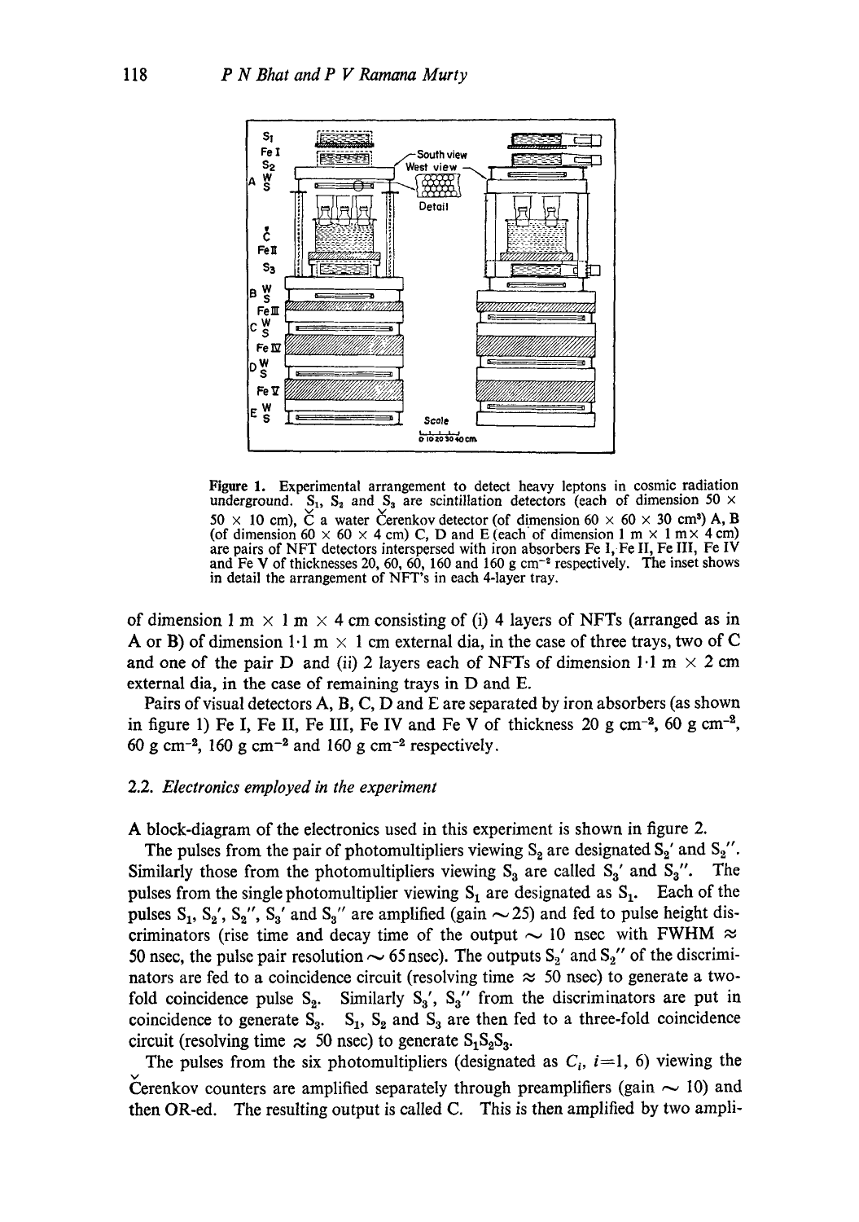Figure 1. Experimental arrangement to detect heavy leptons in cosmic radiation underground. $S_1$, $S_2$ and $S_3$ are scintillation detectors (each of dimension 50 × 50 × 10 cm), Č a water Čerenkov detector (of dimension 60 × 60 × 30 cm³) A, B (of dimension 60 × 60 × 4 cm) C, D and E (each of dimension 1 m × 1 m × 4 cm) are pairs of NFT detectors interspersed with iron absorbers Fe I, Fe II, Fe III, Fe IV and Fe V of thicknesses 20, 60, 60, 160 and 160 g cm$^{-2}$ respectively. The inset shows in detail the arrangement of NFT's in each 4-layer tray.

of dimension 1 m × 1 m × 4 cm consisting of (i) 4 layers of NFTs (arranged as in A or B) of dimension 1·1 m × 1 cm external dia, in the case of three trays, two of C and one of the pair D and (ii) 2 layers each of NFTs of dimension 1·1 m × 2 cm external dia, in the case of remaining trays in D and E.

Pairs of visual detectors A, B, C, D and E are separated by iron absorbers (as shown in figure 1) Fe I, Fe II, Fe III, Fe IV and Fe V of thickness 20 g cm$^{-2}$, 60 g cm$^{-2}$, 60 g cm$^{-2}$, 160 g cm$^{-2}$ and 160 g cm$^{-2}$ respectively.

### 2.2. *Electronics employed in the experiment*

A block-diagram of the electronics used in this experiment is shown in figure 2.

The pulses from the pair of photomultipliers viewing $S_2$ are designated $S_2'$ and $S_2''$. Similarly those from the photomultipliers viewing $S_3$ are called $S_3'$ and $S_3''$. The pulses from the single photomultiplier viewing $S_1$ are designated as $S_1$. Each of the pulses $S_1$, $S_2'$, $S_2''$, $S_3'$ and $S_3''$ are amplified (gain ~25) and fed to pulse height discriminators (rise time and decay time of the output ~ 10 nsec with FWHM ≈ 50 nsec, the pulse pair resolution ~ 65 nsec). The outputs $S_2'$ and $S_2''$ of the discriminators are fed to a coincidence circuit (resolving time ≈ 50 nsec) to generate a two-fold coincidence pulse $S_2$. Similarly $S_3'$, $S_3''$ from the discriminators are put in coincidence to generate $S_3$. $S_1$, $S_2$ and $S_3$ are then fed to a three-fold coincidence circuit (resolving time ≈ 50 nsec) to generate $S_1S_2S_3$.

The pulses from the six photomultipliers (designated as $C_i$, $i$=1, 6) viewing the Čerenkov counters are amplified separately through preamplifiers (gain ~ 10) and then OR-ed. The resulting output is called C. This is then amplified by two ampli-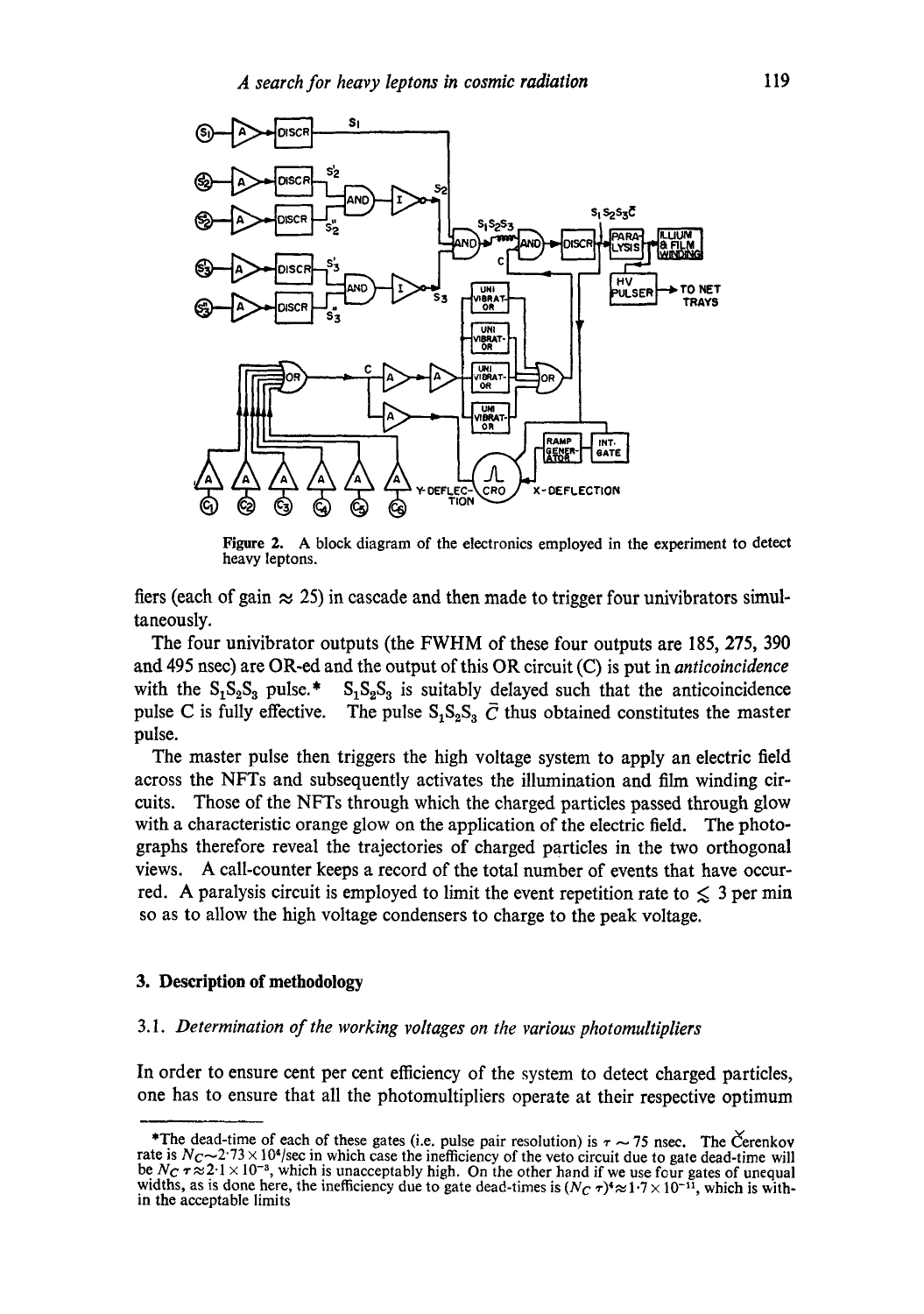Figure 2. A block diagram of the electronics employed in the experiment to detect heavy leptons.

fiers (each of gain ≈ 25) in cascade and then made to trigger four univibrators simultaneously.

The four univibrator outputs (the FWHM of these four outputs are 185, 275, 390 and 495 nsec) are OR-ed and the output of this OR circuit (C) is put in *anticoincidence* with the $S_1S_2S_3$ pulse.* $S_1S_2S_3$ is suitably delayed such that the anticoincidence pulse C is fully effective. The pulse $S_1S_2S_3\,\bar{C}$ thus obtained constitutes the master pulse.

The master pulse then triggers the high voltage system to apply an electric field across the NFTs and subsequently activates the illumination and film winding circuits. Those of the NFTs through which the charged particles passed through glow with a characteristic orange glow on the application of the electric field. The photographs therefore reveal the trajectories of charged particles in the two orthogonal views. A call-counter keeps a record of the total number of events that have occurred. A paralysis circuit is employed to limit the event repetition rate to ≲ 3 per min so as to allow the high voltage condensers to charge to the peak voltage.

## 3. Description of methodology

### 3.1. *Determination of the working voltages on the various photomultipliers*

In order to ensure cent per cent efficiency of the system to detect charged particles, one has to ensure that all the photomultipliers operate at their respective optimum

*The dead-time of each of these gates (i.e. pulse pair resolution) is $\tau \sim 75$ nsec. The Čerenkov rate is $N_C \sim 2{\cdot}73 \times 10^4$/sec in which case the inefficiency of the veto circuit due to gate dead-time will be $N_C\,\tau \approx 2{\cdot}1 \times 10^{-3}$, which is unacceptably high. On the other hand if we use four gates of unequal widths, as is done here, the inefficiency due to gate dead-times is $(N_C\,\tau)^4 \approx 1{\cdot}7 \times 10^{-11}$, which is within the acceptable limits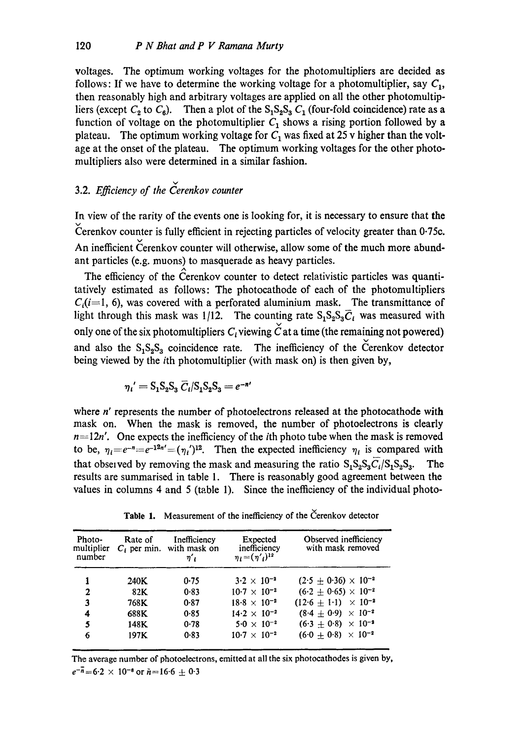voltages. The optimum working voltages for the photomultipliers are decided as follows: If we have to determine the working voltage for a photomultiplier, say $C_1$, then reasonably high and arbitrary voltages are applied on all the other photomultipliers (except $C_2$ to $C_6$). Then a plot of the $S_1S_2S_3\,C_1$ (four-fold coincidence) rate as a function of voltage on the photomultiplier $C_1$ shows a rising portion followed by a plateau. The optimum working voltage for $C_1$ was fixed at 25 v higher than the voltage at the onset of the plateau. The optimum working voltages for the other photomultipliers also were determined in a similar fashion.

### 3.2. *Efficiency of the Čerenkov counter*

In view of the rarity of the events one is looking for, it is necessary to ensure that the Čerenkov counter is fully efficient in rejecting particles of velocity greater than 0·75c. An inefficient Čerenkov counter will otherwise, allow some of the much more abundant particles (e.g. muons) to masquerade as heavy particles.

The efficiency of the Čerenkov counter to detect relativistic particles was quantitatively estimated as follows: The photocathode of each of the photomultipliers $C_i(i=1, 6)$, was covered with a perforated aluminium mask. The transmittance of light through this mask was 1/12. The counting rate $S_1S_2S_3\bar{C}_i$ was measured with only one of the six photomultipliers $C_i$ viewing $\check{C}$ at a time (the remaining not powered) and also the $S_1S_2S_3$ coincidence rate. The inefficiency of the Čerenkov detector being viewed by the $i$th photomultiplier (with mask on) is then given by,

$$\eta_i' = S_1S_2S_3\,\bar{C}_i/S_1S_2S_3 = e^{-n'}$$

where $n'$ represents the number of photoelectrons released at the photocathode with mask on. When the mask is removed, the number of photoelectrons is clearly $n=12n'$. One expects the inefficiency of the $i$th photo tube when the mask is removed to be, $\eta_i=e^{-n}=e^{-12n'}=(\eta_i')^{12}$. Then the expected inefficiency $\eta_i$ is compared with that observed by removing the mask and measuring the ratio $S_1S_2S_3\bar{C}_i/S_1S_2S_3$. The results are summarised in table 1. There is reasonably good agreement between the values in columns 4 and 5 (table 1). Since the inefficiency of the individual photo-

**Table 1.** Measurement of the inefficiency of the Čerenkov detector

| Photo-multiplier number | Rate of $C_i$ per min. | Inefficiency with mask on $\eta'_i$ | Expected inefficiency $\eta_i=(\eta'_i)^{12}$ | Observed inefficiency with mask removed |
|---|---|---|---|---|
| 1 | 240K | 0·75 | $3{\cdot}2 \times 10^{-2}$ | $(2{\cdot}5 \pm 0{\cdot}36) \times 10^{-2}$ |
| 2 | 82K | 0·83 | $10{\cdot}7 \times 10^{-2}$ | $(6{\cdot}2 \pm 0{\cdot}65) \times 10^{-2}$ |
| 3 | 768K | 0·87 | $18{\cdot}8 \times 10^{-2}$ | $(12{\cdot}6 \pm 1{\cdot}1) \times 10^{-2}$ |
| 4 | 688K | 0·85 | $14{\cdot}2 \times 10^{-2}$ | $(8{\cdot}4 \pm 0{\cdot}9) \times 10^{-2}$ |
| 5 | 148K | 0·78 | $5{\cdot}0 \times 10^{-2}$ | $(6{\cdot}3 \pm 0{\cdot}8) \times 10^{-2}$ |
| 6 | 197K | 0·83 | $10{\cdot}7 \times 10^{-2}$ | $(6{\cdot}0 \pm 0{\cdot}8) \times 10^{-2}$ |

The average number of photoelectrons, emitted at all the six photocathodes is given by, $e^{-\bar{n}}=6{\cdot}2 \times 10^{-8}$ or $\bar{n}=16{\cdot}6 \pm 0{\cdot}3$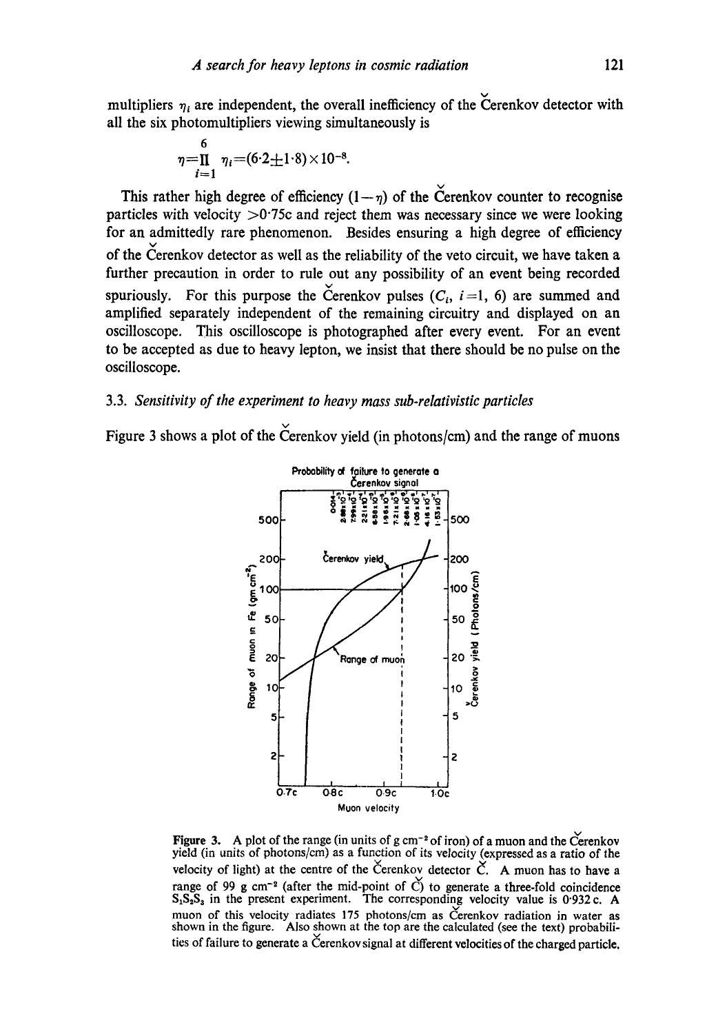multipliers $\eta_i$ are independent, the overall inefficiency of the Čerenkov detector with all the six photomultipliers viewing simultaneously is

$$\eta = \prod_{i=1}^{6} \eta_i = (6 \cdot 2 \pm 1 \cdot 8) \times 10^{-8}.$$

This rather high degree of efficiency $(1-\eta)$ of the Čerenkov counter to recognise particles with velocity $>0 \cdot 75c$ and reject them was necessary since we were looking for an admittedly rare phenomenon. Besides ensuring a high degree of efficiency of the Čerenkov detector as well as the reliability of the veto circuit, we have taken a further precaution in order to rule out any possibility of an event being recorded spuriously. For this purpose the Čerenkov pulses ($C_i$, $i=1, 6$) are summed and amplified separately independent of the remaining circuitry and displayed on an oscilloscope. This oscilloscope is photographed after every event. For an event to be accepted as due to heavy lepton, we insist that there should be no pulse on the oscilloscope.

### 3.3. *Sensitivity of the experiment to heavy mass sub-relativistic particles*

Figure 3 shows a plot of the Čerenkov yield (in photons/cm) and the range of muons

**Figure 3.** A plot of the range (in units of g cm$^{-2}$ of iron) of a muon and the Čerenkov yield (in units of photons/cm) as a function of its velocity (expressed as a ratio of the velocity of light) at the centre of the Čerenkov detector Č. A muon has to have a range of 99 g cm$^{-2}$ (after the mid-point of Č) to generate a three-fold coincidence $S_1S_2S_3$ in the present experiment. The corresponding velocity value is 0·932 c. A muon of this velocity radiates 175 photons/cm as Čerenkov radiation in water as shown in the figure. Also shown at the top are the calculated (see the text) probabilities of failure to generate a Čerenkov signal at different velocities of the charged particle.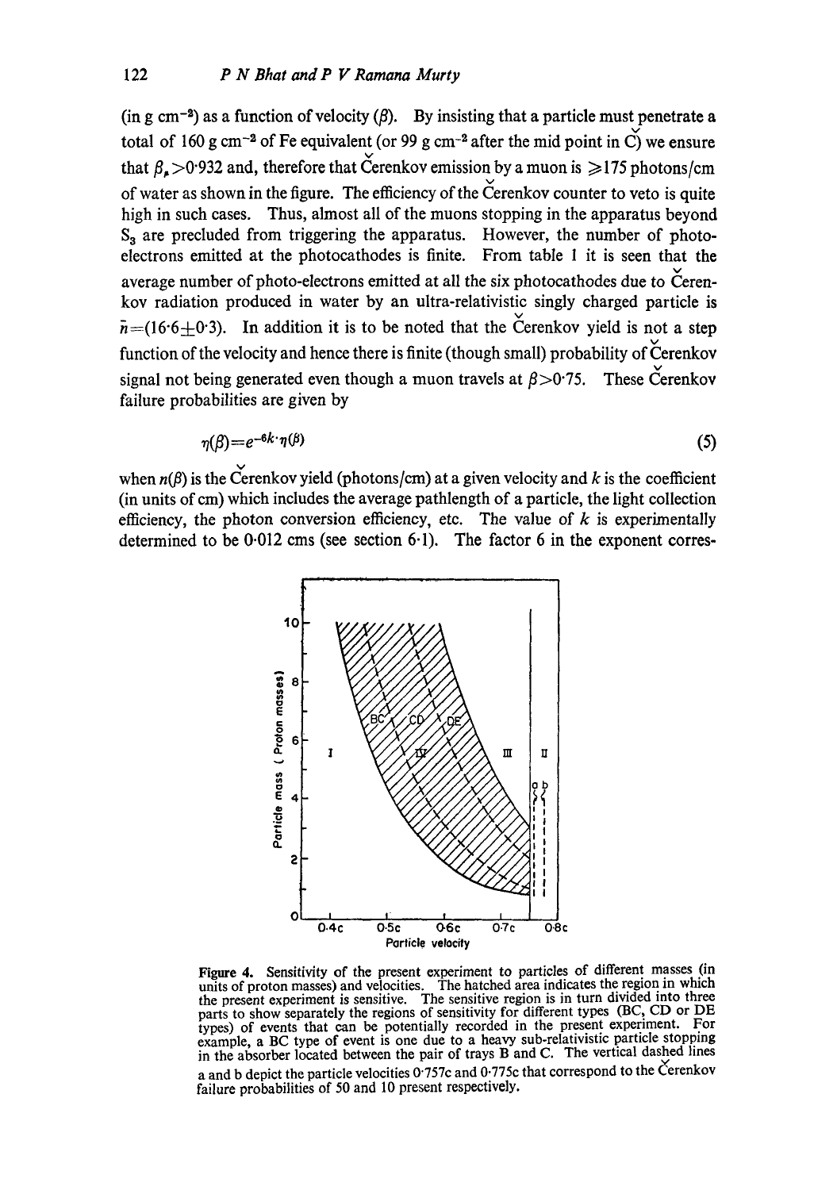(in g cm$^{-2}$) as a function of velocity ($\beta$). By insisting that a particle must penetrate a total of 160 g cm$^{-2}$ of Fe equivalent (or 99 g cm$^{-2}$ after the mid point in Č) we ensure that $\beta_s > 0{\cdot}932$ and, therefore that Čerenkov emission by a muon is $\geqslant 175$ photons/cm of water as shown in the figure. The efficiency of the Čerenkov counter to veto is quite high in such cases. Thus, almost all of the muons stopping in the apparatus beyond $S_3$ are precluded from triggering the apparatus. However, the number of photo-electrons emitted at the photocathodes is finite. From table 1 it is seen that the average number of photo-electrons emitted at all the six photocathodes due to Čerenkov radiation produced in water by an ultra-relativistic singly charged particle is $\bar{n} = (16{\cdot}6 \pm 0{\cdot}3)$. In addition it is to be noted that the Čerenkov yield is not a step function of the velocity and hence there is finite (though small) probability of Čerenkov signal not being generated even though a muon travels at $\beta > 0{\cdot}75$. These Čerenkov failure probabilities are given by

$$\eta(\beta) = e^{-6k \cdot \eta(\beta)} \tag{5}$$

when $n(\beta)$ is the Čerenkov yield (photons/cm) at a given velocity and $k$ is the coefficient (in units of cm) which includes the average pathlength of a particle, the light collection efficiency, the photon conversion efficiency, etc. The value of $k$ is experimentally determined to be 0·012 cms (see section 6·1). The factor 6 in the exponent corres-

**Figure 4.** Sensitivity of the present experiment to particles of different masses (in units of proton masses) and velocities. The hatched area indicates the region in which the present experiment is sensitive. The sensitive region is in turn divided into three parts to show separately the regions of sensitivity for different types (BC, CD or DE types) of events that can be potentially recorded in the present experiment. For example, a BC type of event is one due to a heavy sub-relativistic particle stopping in the absorber located between the pair of trays B and C. The vertical dashed lines a and b depict the particle velocities 0·757c and 0·775c that correspond to the Čerenkov failure probabilities of 50 and 10 present respectively.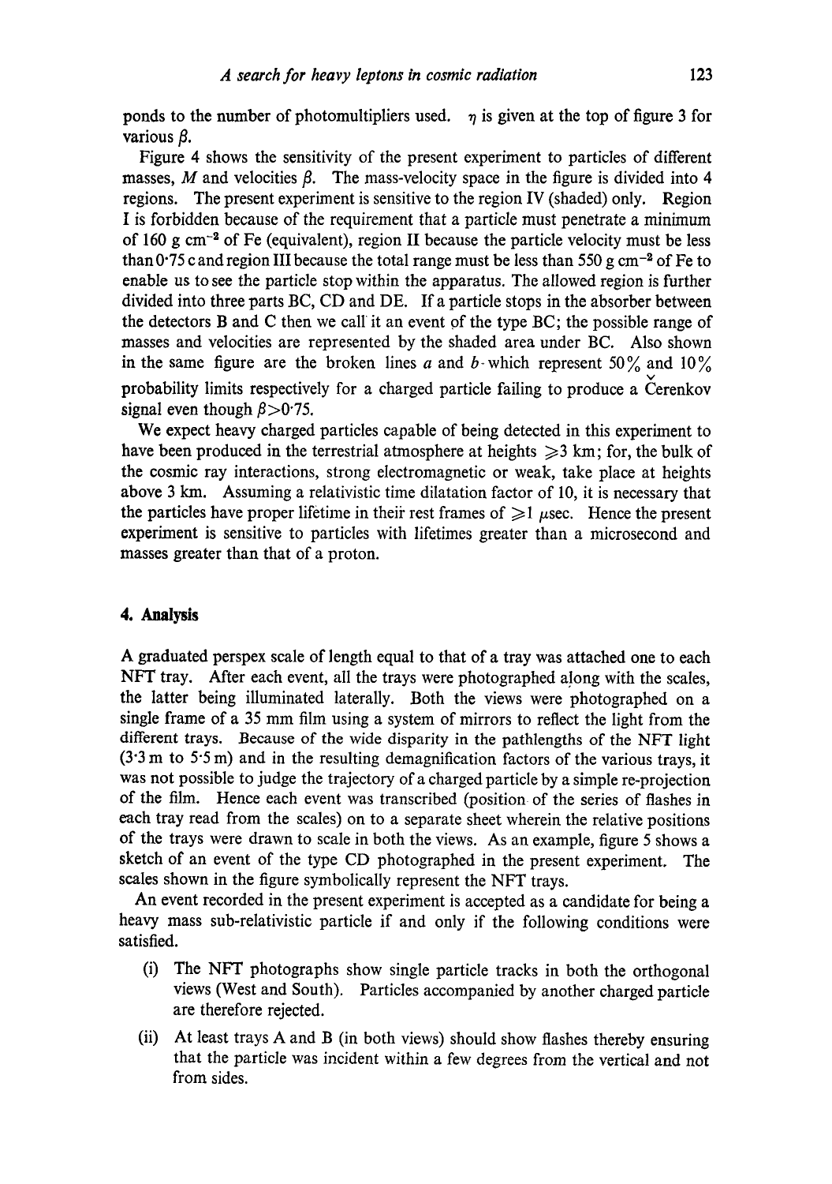ponds to the number of photomultipliers used. $\eta$ is given at the top of figure 3 for various $\beta$.

Figure 4 shows the sensitivity of the present experiment to particles of different masses, $M$ and velocities $\beta$. The mass-velocity space in the figure is divided into 4 regions. The present experiment is sensitive to the region IV (shaded) only. Region I is forbidden because of the requirement that a particle must penetrate a minimum of 160 g cm$^{-2}$ of Fe (equivalent), region II because the particle velocity must be less than 0·75 c and region III because the total range must be less than 550 g cm$^{-2}$ of Fe to enable us to see the particle stop within the apparatus. The allowed region is further divided into three parts BC, CD and DE. If a particle stops in the absorber between the detectors B and C then we call it an event of the type BC; the possible range of masses and velocities are represented by the shaded area under BC. Also shown in the same figure are the broken lines $a$ and $b$ which represent 50% and 10% probability limits respectively for a charged particle failing to produce a Čerenkov signal even though $\beta > 0{\cdot}75$.

We expect heavy charged particles capable of being detected in this experiment to have been produced in the terrestrial atmosphere at heights $\geqslant 3$ km; for, the bulk of the cosmic ray interactions, strong electromagnetic or weak, take place at heights above 3 km. Assuming a relativistic time dilatation factor of 10, it is necessary that the particles have proper lifetime in their rest frames of $\geqslant 1$ $\mu$sec. Hence the present experiment is sensitive to particles with lifetimes greater than a microsecond and masses greater than that of a proton.

## 4. Analysis

A graduated perspex scale of length equal to that of a tray was attached one to each NFT tray. After each event, all the trays were photographed along with the scales, the latter being illuminated laterally. Both the views were photographed on a single frame of a 35 mm film using a system of mirrors to reflect the light from the different trays. Because of the wide disparity in the pathlengths of the NFT light (3·3 m to 5·5 m) and in the resulting demagnification factors of the various trays, it was not possible to judge the trajectory of a charged particle by a simple re-projection of the film. Hence each event was transcribed (position of the series of flashes in each tray read from the scales) on to a separate sheet wherein the relative positions of the trays were drawn to scale in both the views. As an example, figure 5 shows a sketch of an event of the type CD photographed in the present experiment. The scales shown in the figure symbolically represent the NFT trays.

An event recorded in the present experiment is accepted as a candidate for being a heavy mass sub-relativistic particle if and only if the following conditions were satisfied.

(i) The NFT photographs show single particle tracks in both the orthogonal views (West and South). Particles accompanied by another charged particle are therefore rejected.

(ii) At least trays A and B (in both views) should show flashes thereby ensuring that the particle was incident within a few degrees from the vertical and not from sides.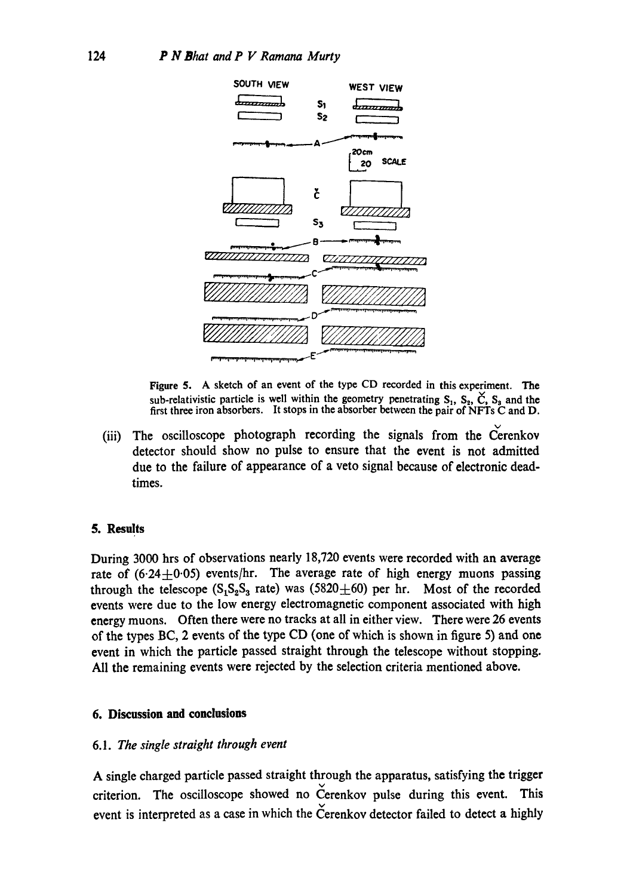Figure 5. A sketch of an event of the type CD recorded in this experiment. The sub-relativistic particle is well within the geometry penetrating $S_1$, $S_2$, $\check{C}$, $S_3$ and the first three iron absorbers. It stops in the absorber between the pair of NFTs C and D.

(iii) The oscilloscope photograph recording the signals from the Čerenkov detector should show no pulse to ensure that the event is not admitted due to the failure of appearance of a veto signal because of electronic dead-times.

## 5. Results

During 3000 hrs of observations nearly 18,720 events were recorded with an average rate of $(6.24 \pm 0.05)$ events/hr. The average rate of high energy muons passing through the telescope ($S_1S_2S_3$ rate) was $(5820 \pm 60)$ per hr. Most of the recorded events were due to the low energy electromagnetic component associated with high energy muons. Often there were no tracks at all in either view. There were 26 events of the types BC, 2 events of the type CD (one of which is shown in figure 5) and one event in which the particle passed straight through the telescope without stopping. All the remaining events were rejected by the selection criteria mentioned above.

## 6. Discussion and conclusions

### 6.1. *The single straight through event*

A single charged particle passed straight through the apparatus, satisfying the trigger criterion. The oscilloscope showed no Čerenkov pulse during this event. This event is interpreted as a case in which the Čerenkov detector failed to detect a highly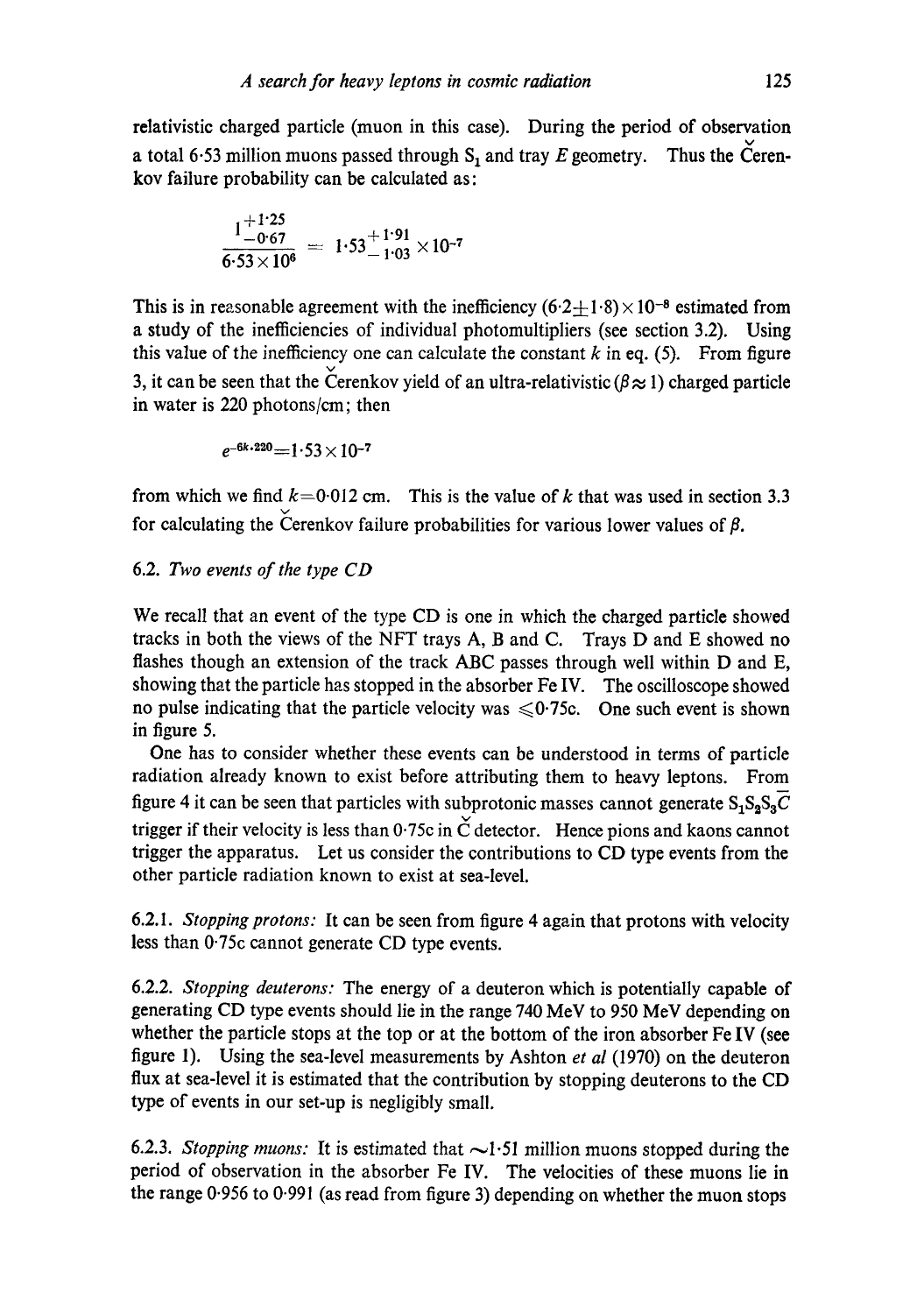relativistic charged particle (muon in this case). During the period of observation a total 6·53 million muons passed through $S_1$ and tray $E$ geometry. Thus the Čerenkov failure probability can be calculated as:

$$\frac{1^{+1\cdot25}_{-0\cdot67}}{6\cdot53\times10^{6}} = 1\cdot53^{+1\cdot91}_{-1\cdot03}\times10^{-7}$$

This is in reasonable agreement with the inefficiency $(6\cdot2\pm1\cdot8)\times10^{-8}$ estimated from a study of the inefficiencies of individual photomultipliers (see section 3.2). Using this value of the inefficiency one can calculate the constant $k$ in eq. (5). From figure 3, it can be seen that the Čerenkov yield of an ultra-relativistic ($\beta\approx1$) charged particle in water is 220 photons/cm; then

$$e^{-6k\cdot220}=1\cdot53\times10^{-7}$$

from which we find $k$=0·012 cm. This is the value of $k$ that was used in section 3.3 for calculating the Čerenkov failure probabilities for various lower values of $\beta$.

### 6.2. *Two events of the type CD*

We recall that an event of the type CD is one in which the charged particle showed tracks in both the views of the NFT trays A, B and C. Trays D and E showed no flashes though an extension of the track ABC passes through well within D and E, showing that the particle has stopped in the absorber Fe IV. The oscilloscope showed no pulse indicating that the particle velocity was $\leqslant$0·75c. One such event is shown in figure 5.

One has to consider whether these events can be understood in terms of particle radiation already known to exist before attributing them to heavy leptons. From figure 4 it can be seen that particles with subprotonic masses cannot generate $S_1S_2S_3\overline{C}$ trigger if their velocity is less than 0·75c in Č detector. Hence pions and kaons cannot trigger the apparatus. Let us consider the contributions to CD type events from the other particle radiation known to exist at sea-level.

6.2.1. *Stopping protons:* It can be seen from figure 4 again that protons with velocity less than 0·75c cannot generate CD type events.

6.2.2. *Stopping deuterons:* The energy of a deuteron which is potentially capable of generating CD type events should lie in the range 740 MeV to 950 MeV depending on whether the particle stops at the top or at the bottom of the iron absorber Fe IV (see figure 1). Using the sea-level measurements by Ashton *et al* (1970) on the deuteron flux at sea-level it is estimated that the contribution by stopping deuterons to the CD type of events in our set-up is negligibly small.

6.2.3. *Stopping muons:* It is estimated that ~1·51 million muons stopped during the period of observation in the absorber Fe IV. The velocities of these muons lie in the range 0·956 to 0·991 (as read from figure 3) depending on whether the muon stops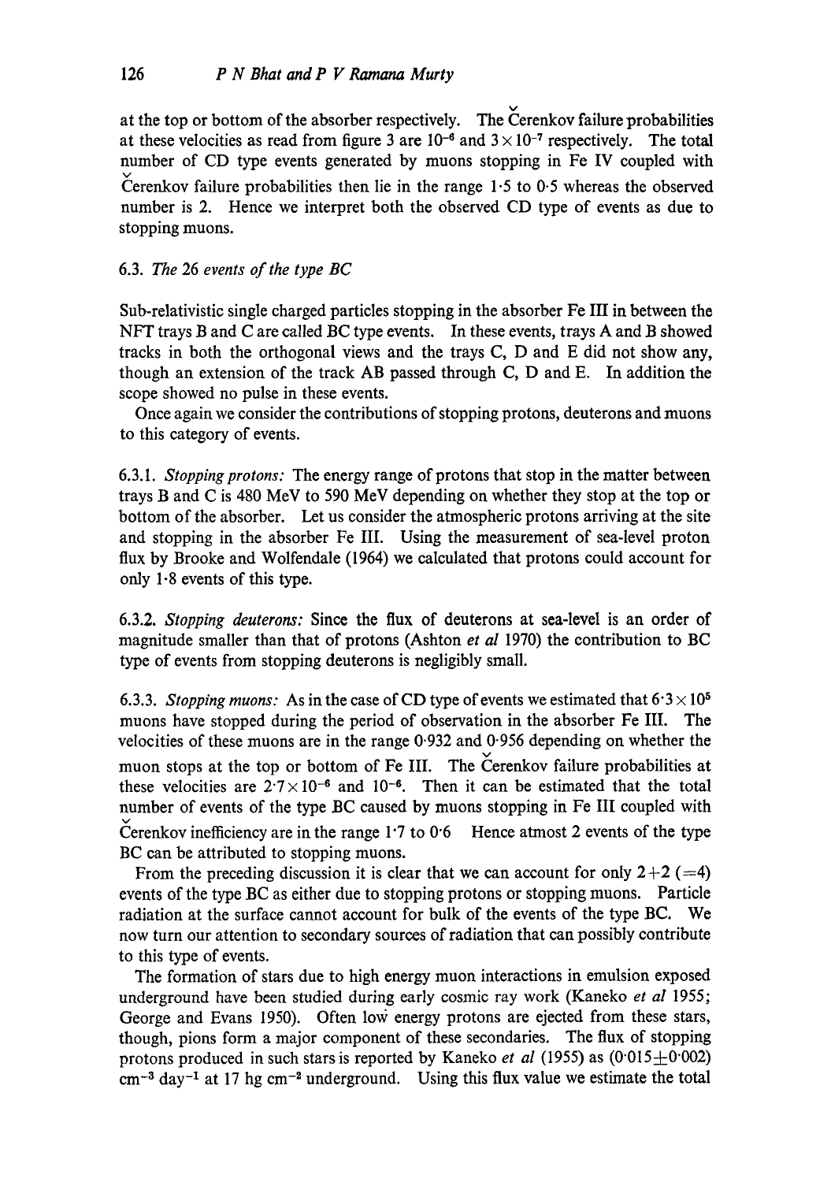at the top or bottom of the absorber respectively. The Čerenkov failure probabilities at these velocities as read from figure 3 are $10^{-6}$ and $3 \times 10^{-7}$ respectively. The total number of CD type events generated by muons stopping in Fe IV coupled with Čerenkov failure probabilities then lie in the range 1·5 to 0·5 whereas the observed number is 2. Hence we interpret both the observed CD type of events as due to stopping muons.

### 6.3. *The 26 events of the type BC*

Sub-relativistic single charged particles stopping in the absorber Fe III in between the NFT trays B and C are called BC type events. In these events, trays A and B showed tracks in both the orthogonal views and the trays C, D and E did not show any, though an extension of the track AB passed through C, D and E. In addition the scope showed no pulse in these events.

Once again we consider the contributions of stopping protons, deuterons and muons to this category of events.

6.3.1. *Stopping protons:* The energy range of protons that stop in the matter between trays B and C is 480 MeV to 590 MeV depending on whether they stop at the top or bottom of the absorber. Let us consider the atmospheric protons arriving at the site and stopping in the absorber Fe III. Using the measurement of sea-level proton flux by Brooke and Wolfendale (1964) we calculated that protons could account for only 1·8 events of this type.

6.3.2. *Stopping deuterons:* Since the flux of deuterons at sea-level is an order of magnitude smaller than that of protons (Ashton *et al* 1970) the contribution to BC type of events from stopping deuterons is negligibly small.

6.3.3. *Stopping muons:* As in the case of CD type of events we estimated that $6 \cdot 3 \times 10^{5}$ muons have stopped during the period of observation in the absorber Fe III. The velocities of these muons are in the range 0·932 and 0·956 depending on whether the muon stops at the top or bottom of Fe III. The Čerenkov failure probabilities at these velocities are $2 \cdot 7 \times 10^{-6}$ and $10^{-6}$. Then it can be estimated that the total number of events of the type BC caused by muons stopping in Fe III coupled with Čerenkov inefficiency are in the range 1·7 to 0·6 Hence atmost 2 events of the type BC can be attributed to stopping muons.

From the preceding discussion it is clear that we can account for only 2+2 (=4) events of the type BC as either due to stopping protons or stopping muons. Particle radiation at the surface cannot account for bulk of the events of the type BC. We now turn our attention to secondary sources of radiation that can possibly contribute to this type of events.

The formation of stars due to high energy muon interactions in emulsion exposed underground have been studied during early cosmic ray work (Kaneko *et al* 1955; George and Evans 1950). Often low energy protons are ejected from these stars, though, pions form a major component of these secondaries. The flux of stopping protons produced in such stars is reported by Kaneko *et al* (1955) as ($0 \cdot 015 \pm 0 \cdot 002$) $\text{cm}^{-3}\ \text{day}^{-1}$ at 17 $\text{hg cm}^{-2}$ underground. Using this flux value we estimate the total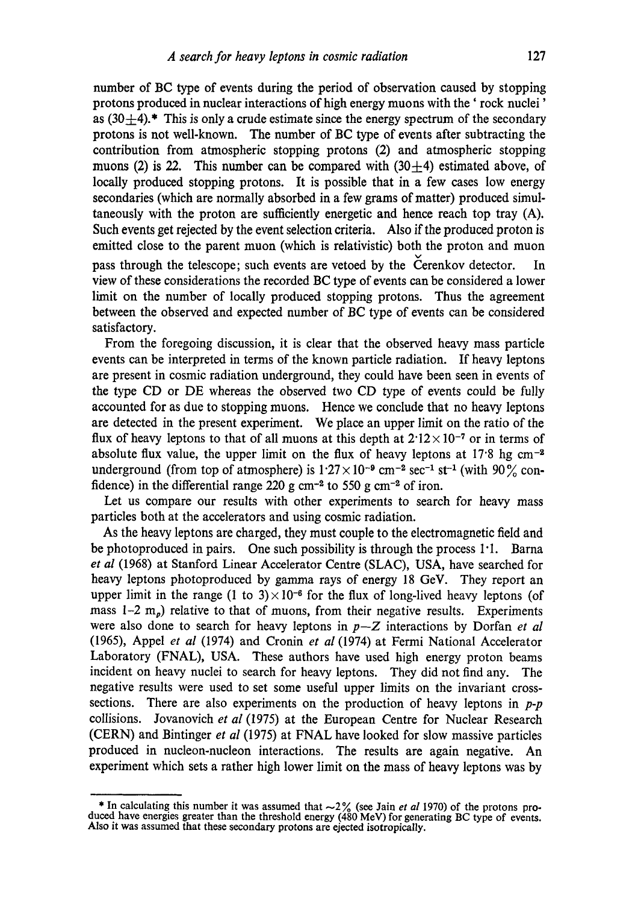number of BC type of events during the period of observation caused by stopping protons produced in nuclear interactions of high energy muons with the ' rock nuclei ' as ($30 \pm 4$).* This is only a crude estimate since the energy spectrum of the secondary protons is not well-known. The number of BC type of events after subtracting the contribution from atmospheric stopping protons (2) and atmospheric stopping muons (2) is 22. This number can be compared with ($30 \pm 4$) estimated above, of locally produced stopping protons. It is possible that in a few cases low energy secondaries (which are normally absorbed in a few grams of matter) produced simultaneously with the proton are sufficiently energetic and hence reach top tray (A). Such events get rejected by the event selection criteria. Also if the produced proton is emitted close to the parent muon (which is relativistic) both the proton and muon pass through the telescope; such events are vetoed by the Čerenkov detector. In view of these considerations the recorded BC type of events can be considered a lower limit on the number of locally produced stopping protons. Thus the agreement between the observed and expected number of BC type of events can be considered satisfactory.

From the foregoing discussion, it is clear that the observed heavy mass particle events can be interpreted in terms of the known particle radiation. If heavy leptons are present in cosmic radiation underground, they could have been seen in events of the type CD or DE whereas the observed two CD type of events could be fully accounted for as due to stopping muons. Hence we conclude that no heavy leptons are detected in the present experiment. We place an upper limit on the ratio of the flux of heavy leptons to that of all muons at this depth at $2 \cdot 12 \times 10^{-7}$ or in terms of absolute flux value, the upper limit on the flux of heavy leptons at 17·8 hg cm$^{-2}$ underground (from top of atmosphere) is $1 \cdot 27 \times 10^{-9}$ cm$^{-2}$ sec$^{-1}$ st$^{-1}$ (with 90% confidence) in the differential range 220 g cm$^{-2}$ to 550 g cm$^{-2}$ of iron.

Let us compare our results with other experiments to search for heavy mass particles both at the accelerators and using cosmic radiation.

As the heavy leptons are charged, they must couple to the electromagnetic field and be photoproduced in pairs. One such possibility is through the process 1·1. Barna *et al* (1968) at Stanford Linear Accelerator Centre (SLAC), USA, have searched for heavy leptons photoproduced by gamma rays of energy 18 GeV. They report an upper limit in the range (1 to 3)$\times 10^{-6}$ for the flux of long-lived heavy leptons (of mass 1–2 $m_p$) relative to that of muons, from their negative results. Experiments were also done to search for heavy leptons in $p$–$Z$ interactions by Dorfan *et al* (1965), Appel *et al* (1974) and Cronin *et al* (1974) at Fermi National Accelerator Laboratory (FNAL), USA. These authors have used high energy proton beams incident on heavy nuclei to search for heavy leptons. They did not find any. The negative results were used to set some useful upper limits on the invariant cross-sections. There are also experiments on the production of heavy leptons in $p$-$p$ collisions. Jovanovich *et al* (1975) at the European Centre for Nuclear Research (CERN) and Bintinger *et al* (1975) at FNAL have looked for slow massive particles produced in nucleon-nucleon interactions. The results are again negative. An experiment which sets a rather high lower limit on the mass of heavy leptons was by

---

* In calculating this number it was assumed that ~2% (see Jain *et al* 1970) of the protons produced have energies greater than the threshold energy (480 MeV) for generating BC type of events. Also it was assumed that these secondary protons are ejected isotropically.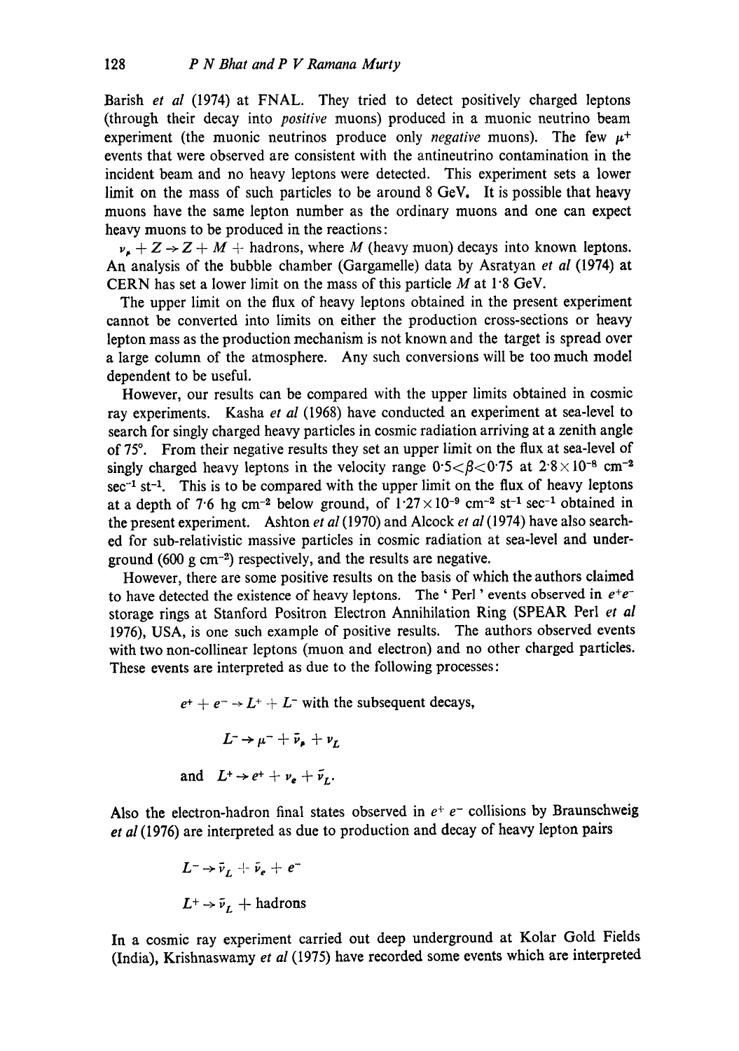Barish *et al* (1974) at FNAL. They tried to detect positively charged leptons (through their decay into *positive* muons) produced in a muonic neutrino beam experiment (the muonic neutrinos produce only *negative* muons). The few $\mu^+$ events that were observed are consistent with the antineutrino contamination in the incident beam and no heavy leptons were detected. This experiment sets a lower limit on the mass of such particles to be around 8 GeV. It is possible that heavy muons have the same lepton number as the ordinary muons and one can expect heavy muons to be produced in the reactions:

$\nu_\mu + Z \rightarrow Z + M +$ hadrons, where $M$ (heavy muon) decays into known leptons. An analysis of the bubble chamber (Gargamelle) data by Asratyan *et al* (1974) at CERN has set a lower limit on the mass of this particle $M$ at 1·8 GeV.

The upper limit on the flux of heavy leptons obtained in the present experiment cannot be converted into limits on either the production cross-sections or heavy lepton mass as the production mechanism is not known and the target is spread over a large column of the atmosphere. Any such conversions will be too much model dependent to be useful.

However, our results can be compared with the upper limits obtained in cosmic ray experiments. Kasha *et al* (1968) have conducted an experiment at sea-level to search for singly charged heavy particles in cosmic radiation arriving at a zenith angle of 75°. From their negative results they set an upper limit on the flux at sea-level of singly charged heavy leptons in the velocity range $0{\cdot}5 < \beta < 0{\cdot}75$ at $2{\cdot}8 \times 10^{-8}$ cm$^{-2}$ sec$^{-1}$ st$^{-1}$. This is to be compared with the upper limit on the flux of heavy leptons at a depth of 7·6 hg cm$^{-2}$ below ground, of $1{\cdot}27 \times 10^{-9}$ cm$^{-2}$ st$^{-1}$ sec$^{-1}$ obtained in the present experiment. Ashton *et al* (1970) and Alcock *et al* (1974) have also searched for sub-relativistic massive particles in cosmic radiation at sea-level and underground (600 g cm$^{-2}$) respectively, and the results are negative.

However, there are some positive results on the basis of which the authors claimed to have detected the existence of heavy leptons. The 'Perl' events observed in $e^+e^-$ storage rings at Stanford Positron Electron Annihilation Ring (SPEAR Perl *et al* 1976), USA, is one such example of positive results. The authors observed events with two non-collinear leptons (muon and electron) and no other charged particles. These events are interpreted as due to the following processes:

$$e^+ + e^- \rightarrow L^+ + L^- \text{ with the subsequent decays,}$$

$$L^- \rightarrow \mu^- + \bar{\nu}_\mu + \nu_L$$

$$\text{and} \quad L^+ \rightarrow e^+ + \nu_e + \bar{\nu}_L.$$

Also the electron-hadron final states observed in $e^+ e^-$ collisions by Braunschweig *et al* (1976) are interpreted as due to production and decay of heavy lepton pairs

$$L^- \rightarrow \bar{\nu}_L + \bar{\nu}_e + e^-$$

$$L^+ \rightarrow \bar{\nu}_L + \text{hadrons}$$

In a cosmic ray experiment carried out deep underground at Kolar Gold Fields (India), Krishnaswamy *et al* (1975) have recorded some events which are interpreted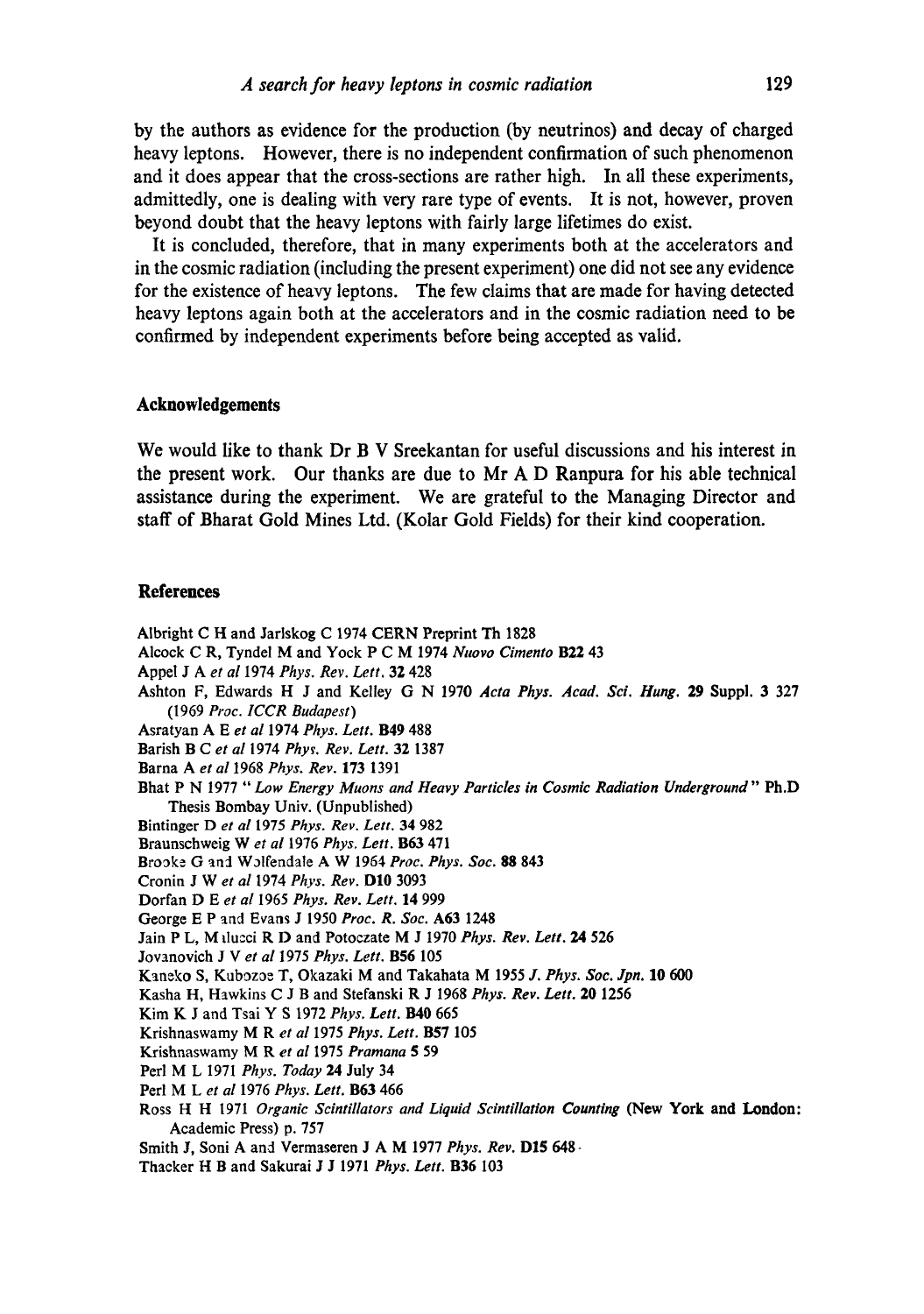by the authors as evidence for the production (by neutrinos) and decay of charged heavy leptons. However, there is no independent confirmation of such phenomenon and it does appear that the cross-sections are rather high. In all these experiments, admittedly, one is dealing with very rare type of events. It is not, however, proven beyond doubt that the heavy leptons with fairly large lifetimes do exist.

It is concluded, therefore, that in many experiments both at the accelerators and in the cosmic radiation (including the present experiment) one did not see any evidence for the existence of heavy leptons. The few claims that are made for having detected heavy leptons again both at the accelerators and in the cosmic radiation need to be confirmed by independent experiments before being accepted as valid.

## Acknowledgements

We would like to thank Dr B V Sreekantan for useful discussions and his interest in the present work. Our thanks are due to Mr A D Ranpura for his able technical assistance during the experiment. We are grateful to the Managing Director and staff of Bharat Gold Mines Ltd. (Kolar Gold Fields) for their kind cooperation.

## References

Albright C H and Jarlskog C 1974 CERN Preprint Th 1828

Alcock C R, Tyndel M and Yock P C M 1974 *Nuovo Cimento* **B22** 43

Appel J A *et al* 1974 *Phys. Rev. Lett.* **32** 428

Ashton F, Edwards H J and Kelley G N 1970 *Acta Phys. Acad. Sci. Hung.* **29** Suppl. 3 327 (1969 *Proc. ICCR Budapest*)

Asratyan A E *et al* 1974 *Phys. Lett.* **B49** 488

Barish B C *et al* 1974 *Phys. Rev. Lett.* **32** 1387

Barna A *et al* 1968 *Phys. Rev.* **173** 1391

Bhat P N 1977 "*Low Energy Muons and Heavy Particles in Cosmic Radiation Underground*" Ph.D Thesis Bombay Univ. (Unpublished)

Bintinger D *et al* 1975 *Phys. Rev. Lett.* **34** 982

Braunschweig W *et al* 1976 *Phys. Lett.* **B63** 471

Brooke G and Wolfendale A W 1964 *Proc. Phys. Soc.* **88** 843

Cronin J W *et al* 1974 *Phys. Rev.* **D10** 3093

Dorfan D E *et al* 1965 *Phys. Rev. Lett.* **14** 999

George E P and Evans J 1950 *Proc. R. Soc.* **A63** 1248

Jain P L, Malucci R D and Potoczate M J 1970 *Phys. Rev. Lett.* **24** 526

Jovanovich J V *et al* 1975 *Phys. Lett.* **B56** 105

Kaneko S, Kubozoe T, Okazaki M and Takahata M 1955 *J. Phys. Soc. Jpn.* **10** 600

Kasha H, Hawkins C J B and Stefanski R J 1968 *Phys. Rev. Lett.* **20** 1256

Kim K J and Tsai Y S 1972 *Phys. Lett.* **B40** 665

Krishnaswamy M R *et al* 1975 *Phys. Lett.* **B57** 105

Krishnaswamy M R *et al* 1975 *Pramana* **5** 59

Perl M L 1971 *Phys. Today* **24** July 34

Perl M L *et al* 1976 *Phys. Lett.* **B63** 466

Ross H H 1971 *Organic Scintillators and Liquid Scintillation Counting* (New York and London: Academic Press) p. 757

Smith J, Soni A and Vermaseren J A M 1977 *Phys. Rev.* **D15** 648

Thacker H B and Sakurai J J 1971 *Phys. Lett.* **B36** 103